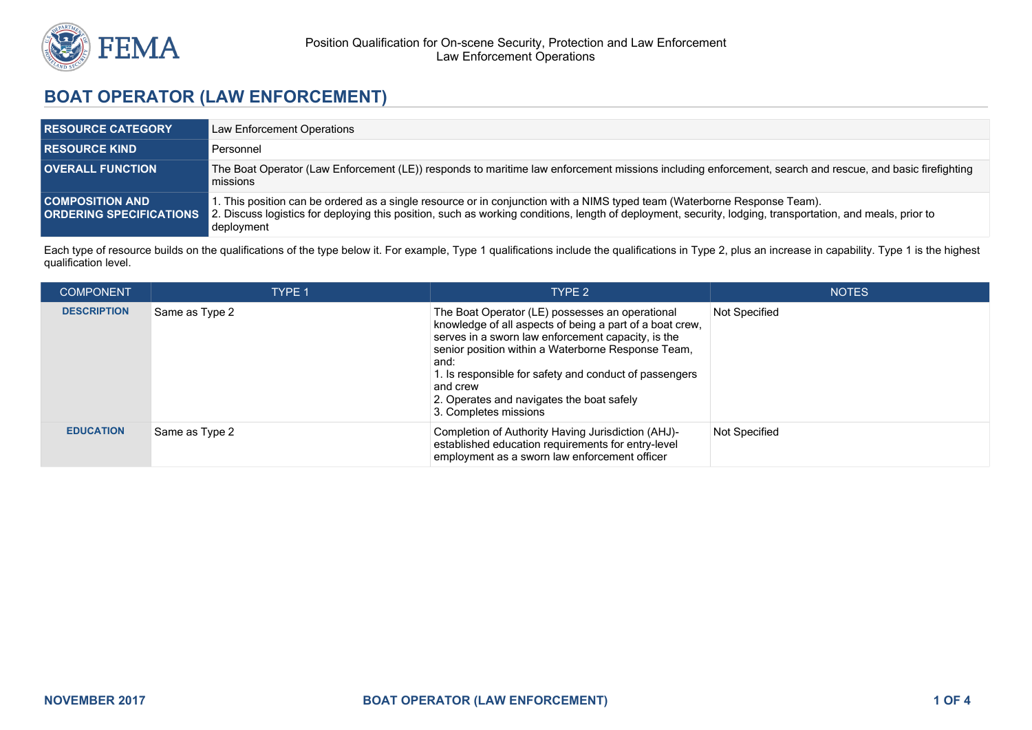# BOAT OPERATOR (LAW ENFORCEMENT)

| | |
|---|---|
| **RESOURCE CATEGORY** | Law Enforcement Operations |
| **RESOURCE KIND** | Personnel |
| **OVERALL FUNCTION** | The Boat Operator (Law Enforcement (LE)) responds to maritime law enforcement missions including enforcement, search and rescue, and basic firefighting missions |
| **COMPOSITION AND ORDERING SPECIFICATIONS** | 1. This position can be ordered as a single resource or in conjunction with a NIMS typed team (Waterborne Response Team).<br>2. Discuss logistics for deploying this position, such as working conditions, length of deployment, security, lodging, transportation, and meals, prior to deployment |

Each type of resource builds on the qualifications of the type below it. For example, Type 1 qualifications include the qualifications in Type 2, plus an increase in capability. Type 1 is the highest qualification level.

| COMPONENT | TYPE 1 | TYPE 2 | NOTES |
|---|---|---|---|
| **DESCRIPTION** | Same as Type 2 | The Boat Operator (LE) possesses an operational knowledge of all aspects of being a part of a boat crew, serves in a sworn law enforcement capacity, is the senior position within a Waterborne Response Team, and:<br>1. Is responsible for safety and conduct of passengers and crew<br>2. Operates and navigates the boat safely<br>3. Completes missions | Not Specified |
| **EDUCATION** | Same as Type 2 | Completion of Authority Having Jurisdiction (AHJ)-established education requirements for entry-level employment as a sworn law enforcement officer | Not Specified |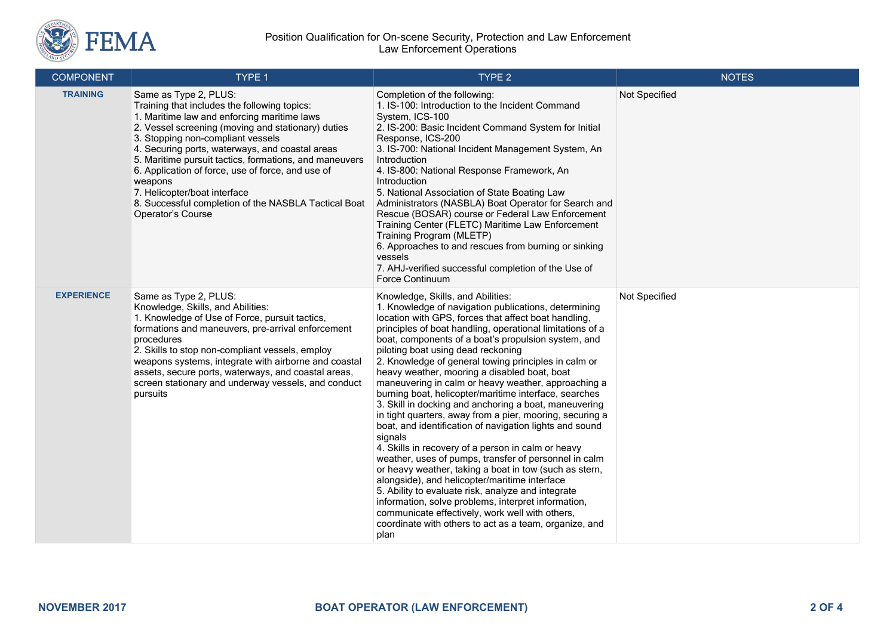| COMPONENT | TYPE 1 | TYPE 2 | NOTES |
|---|---|---|---|
| **TRAINING** | Same as Type 2, PLUS:<br>Training that includes the following topics:<br>1. Maritime law and enforcing maritime laws<br>2. Vessel screening (moving and stationary) duties<br>3. Stopping non-compliant vessels<br>4. Securing ports, waterways, and coastal areas<br>5. Maritime pursuit tactics, formations, and maneuvers<br>6. Application of force, use of force, and use of weapons<br>7. Helicopter/boat interface<br>8. Successful completion of the NASBLA Tactical Boat Operator's Course | Completion of the following:<br>1. IS-100: Introduction to the Incident Command System, ICS-100<br>2. IS-200: Basic Incident Command System for Initial Response, ICS-200<br>3. IS-700: National Incident Management System, An Introduction<br>4. IS-800: National Response Framework, An Introduction<br>5. National Association of State Boating Law Administrators (NASBLA) Boat Operator for Search and Rescue (BOSAR) course or Federal Law Enforcement Training Center (FLETC) Maritime Law Enforcement Training Program (MLETP)<br>6. Approaches to and rescues from burning or sinking vessels<br>7. AHJ-verified successful completion of the Use of Force Continuum | Not Specified |
| **EXPERIENCE** | Same as Type 2, PLUS:<br>Knowledge, Skills, and Abilities:<br>1. Knowledge of Use of Force, pursuit tactics, formations and maneuvers, pre-arrival enforcement procedures<br>2. Skills to stop non-compliant vessels, employ weapons systems, integrate with airborne and coastal assets, secure ports, waterways, and coastal areas, screen stationary and underway vessels, and conduct pursuits | Knowledge, Skills, and Abilities:<br>1. Knowledge of navigation publications, determining location with GPS, forces that affect boat handling, principles of boat handling, operational limitations of a boat, components of a boat's propulsion system, and piloting boat using dead reckoning<br>2. Knowledge of general towing principles in calm or heavy weather, mooring a disabled boat, boat maneuvering in calm or heavy weather, approaching a burning boat, helicopter/maritime interface, searches<br>3. Skill in docking and anchoring a boat, maneuvering in tight quarters, away from a pier, mooring, securing a boat, and identification of navigation lights and sound signals<br>4. Skills in recovery of a person in calm or heavy weather, uses of pumps, transfer of personnel in calm or heavy weather, taking a boat in tow (such as stern, alongside), and helicopter/maritime interface<br>5. Ability to evaluate risk, analyze and integrate information, solve problems, interpret information, communicate effectively, work well with others, coordinate with others to act as a team, organize, and plan | Not Specified |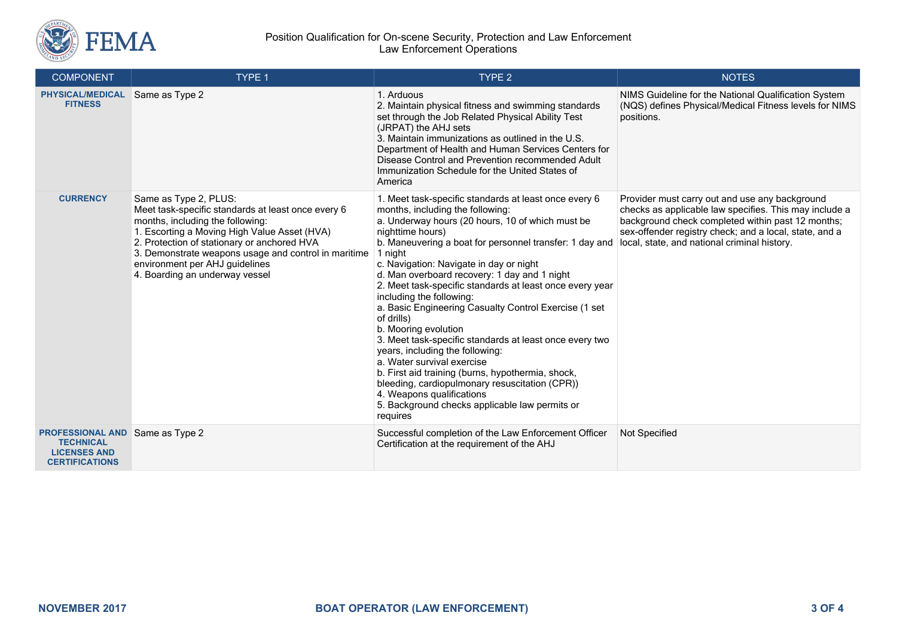| COMPONENT | TYPE 1 | TYPE 2 | NOTES |
|---|---|---|---|
| **PHYSICAL/MEDICAL FITNESS** | Same as Type 2 | 1. Arduous<br>2. Maintain physical fitness and swimming standards set through the Job Related Physical Ability Test (JRPAT) the AHJ sets<br>3. Maintain immunizations as outlined in the U.S. Department of Health and Human Services Centers for Disease Control and Prevention recommended Adult Immunization Schedule for the United States of America | NIMS Guideline for the National Qualification System (NQS) defines Physical/Medical Fitness levels for NIMS positions. |
| **CURRENCY** | Same as Type 2, PLUS:<br>Meet task-specific standards at least once every 6 months, including the following:<br>1. Escorting a Moving High Value Asset (HVA)<br>2. Protection of stationary or anchored HVA<br>3. Demonstrate weapons usage and control in maritime environment per AHJ guidelines<br>4. Boarding an underway vessel | 1. Meet task-specific standards at least once every 6 months, including the following:<br>a. Underway hours (20 hours, 10 of which must be nighttime hours)<br>b. Maneuvering a boat for personnel transfer: 1 day and 1 night<br>c. Navigation: Navigate in day or night<br>d. Man overboard recovery: 1 day and 1 night<br>2. Meet task-specific standards at least once every year including the following:<br>a. Basic Engineering Casualty Control Exercise (1 set of drills)<br>b. Mooring evolution<br>3. Meet task-specific standards at least once every two years, including the following:<br>a. Water survival exercise<br>b. First aid training (burns, hypothermia, shock, bleeding, cardiopulmonary resuscitation (CPR))<br>4. Weapons qualifications<br>5. Background checks applicable law permits or requires | Provider must carry out and use any background checks as applicable law specifies. This may include a background check completed within past 12 months; sex-offender registry check; and a local, state, and a local, state, and national criminal history. |
| **PROFESSIONAL AND TECHNICAL LICENSES AND CERTIFICATIONS** | Same as Type 2 | Successful completion of the Law Enforcement Officer Certification at the requirement of the AHJ | Not Specified |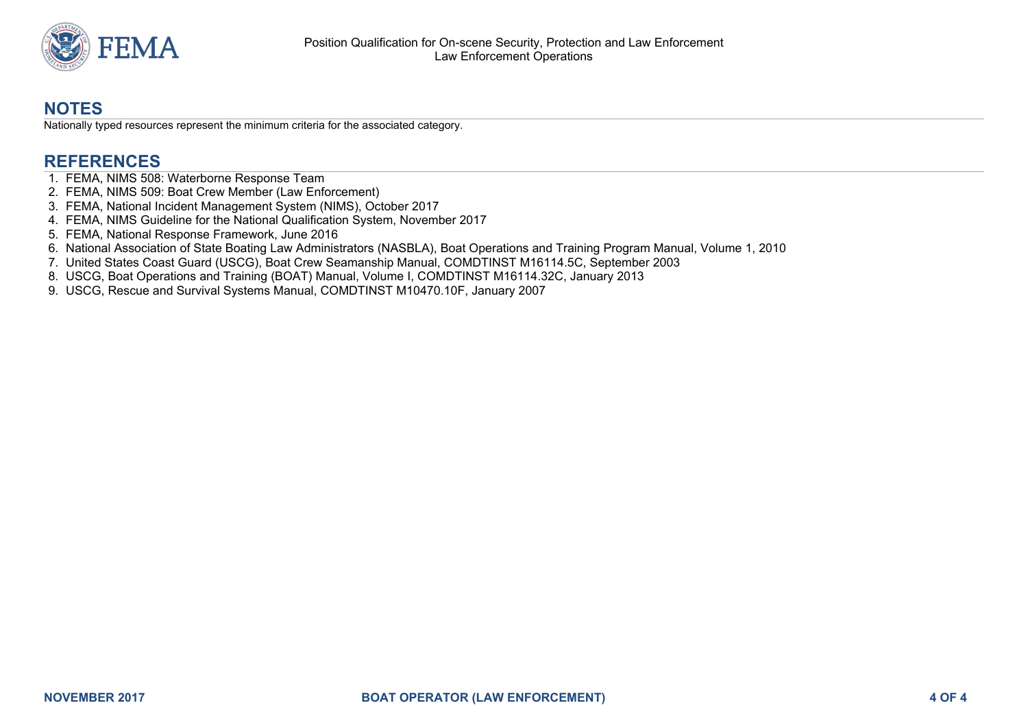## NOTES

Nationally typed resources represent the minimum criteria for the associated category.

## REFERENCES

1. FEMA, NIMS 508: Waterborne Response Team
2. FEMA, NIMS 509: Boat Crew Member (Law Enforcement)
3. FEMA, National Incident Management System (NIMS), October 2017
4. FEMA, NIMS Guideline for the National Qualification System, November 2017
5. FEMA, National Response Framework, June 2016
6. National Association of State Boating Law Administrators (NASBLA), Boat Operations and Training Program Manual, Volume 1, 2010
7. United States Coast Guard (USCG), Boat Crew Seamanship Manual, COMDTINST M16114.5C, September 2003
8. USCG, Boat Operations and Training (BOAT) Manual, Volume I, COMDTINST M16114.32C, January 2013
9. USCG, Rescue and Survival Systems Manual, COMDTINST M10470.10F, January 2007